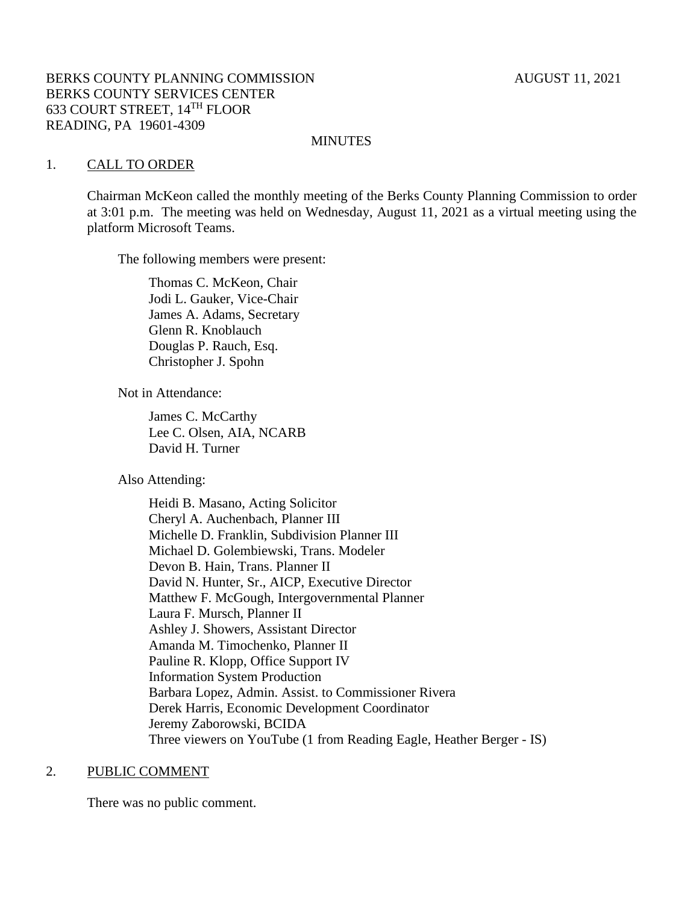BERKS COUNTY PLANNING COMMISSION AUGUST 11, 2021
BERKS COUNTY SERVICES CENTER
633 COURT STREET, 14TH FLOOR
READING, PA 19601-4309

MINUTES

## 1. CALL TO ORDER

Chairman McKeon called the monthly meeting of the Berks County Planning Commission to order at 3:01 p.m. The meeting was held on Wednesday, August 11, 2021 as a virtual meeting using the platform Microsoft Teams.

The following members were present:

Thomas C. McKeon, Chair
Jodi L. Gauker, Vice-Chair
James A. Adams, Secretary
Glenn R. Knoblauch
Douglas P. Rauch, Esq.
Christopher J. Spohn

Not in Attendance:

James C. McCarthy
Lee C. Olsen, AIA, NCARB
David H. Turner

Also Attending:

Heidi B. Masano, Acting Solicitor
Cheryl A. Auchenbach, Planner III
Michelle D. Franklin, Subdivision Planner III
Michael D. Golembiewski, Trans. Modeler
Devon B. Hain, Trans. Planner II
David N. Hunter, Sr., AICP, Executive Director
Matthew F. McGough, Intergovernmental Planner
Laura F. Mursch, Planner II
Ashley J. Showers, Assistant Director
Amanda M. Timochenko, Planner II
Pauline R. Klopp, Office Support IV
Information System Production
Barbara Lopez, Admin. Assist. to Commissioner Rivera
Derek Harris, Economic Development Coordinator
Jeremy Zaborowski, BCIDA
Three viewers on YouTube (1 from Reading Eagle, Heather Berger - IS)

## 2. PUBLIC COMMENT

There was no public comment.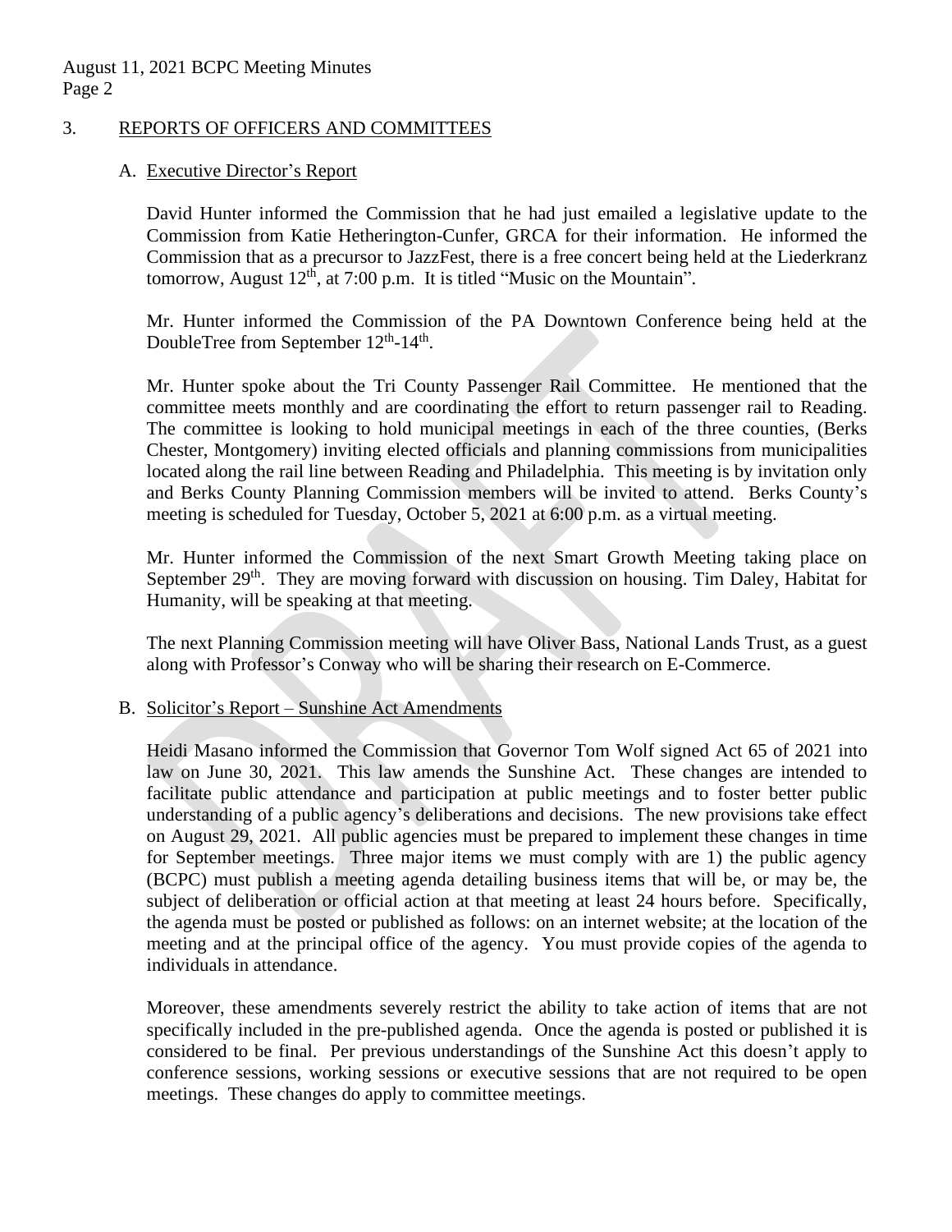## 3. REPORTS OF OFFICERS AND COMMITTEES

### A. Executive Director's Report

David Hunter informed the Commission that he had just emailed a legislative update to the Commission from Katie Hetherington-Cunfer, GRCA for their information. He informed the Commission that as a precursor to JazzFest, there is a free concert being held at the Liederkranz tomorrow, August 12th, at 7:00 p.m. It is titled "Music on the Mountain".

Mr. Hunter informed the Commission of the PA Downtown Conference being held at the DoubleTree from September 12th-14th.

Mr. Hunter spoke about the Tri County Passenger Rail Committee. He mentioned that the committee meets monthly and are coordinating the effort to return passenger rail to Reading. The committee is looking to hold municipal meetings in each of the three counties, (Berks Chester, Montgomery) inviting elected officials and planning commissions from municipalities located along the rail line between Reading and Philadelphia. This meeting is by invitation only and Berks County Planning Commission members will be invited to attend. Berks County's meeting is scheduled for Tuesday, October 5, 2021 at 6:00 p.m. as a virtual meeting.

Mr. Hunter informed the Commission of the next Smart Growth Meeting taking place on September 29th. They are moving forward with discussion on housing. Tim Daley, Habitat for Humanity, will be speaking at that meeting.

The next Planning Commission meeting will have Oliver Bass, National Lands Trust, as a guest along with Professor's Conway who will be sharing their research on E-Commerce.

### B. Solicitor's Report – Sunshine Act Amendments

Heidi Masano informed the Commission that Governor Tom Wolf signed Act 65 of 2021 into law on June 30, 2021. This law amends the Sunshine Act. These changes are intended to facilitate public attendance and participation at public meetings and to foster better public understanding of a public agency's deliberations and decisions. The new provisions take effect on August 29, 2021. All public agencies must be prepared to implement these changes in time for September meetings. Three major items we must comply with are 1) the public agency (BCPC) must publish a meeting agenda detailing business items that will be, or may be, the subject of deliberation or official action at that meeting at least 24 hours before. Specifically, the agenda must be posted or published as follows: on an internet website; at the location of the meeting and at the principal office of the agency. You must provide copies of the agenda to individuals in attendance.

Moreover, these amendments severely restrict the ability to take action of items that are not specifically included in the pre-published agenda. Once the agenda is posted or published it is considered to be final. Per previous understandings of the Sunshine Act this doesn't apply to conference sessions, working sessions or executive sessions that are not required to be open meetings. These changes do apply to committee meetings.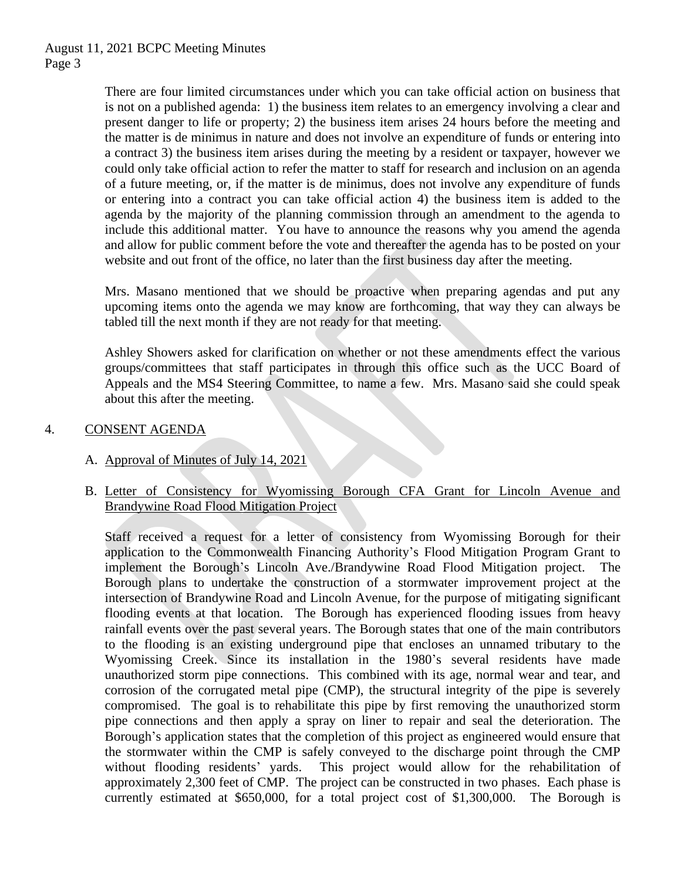There are four limited circumstances under which you can take official action on business that is not on a published agenda: 1) the business item relates to an emergency involving a clear and present danger to life or property; 2) the business item arises 24 hours before the meeting and the matter is de minimus in nature and does not involve an expenditure of funds or entering into a contract 3) the business item arises during the meeting by a resident or taxpayer, however we could only take official action to refer the matter to staff for research and inclusion on an agenda of a future meeting, or, if the matter is de minimus, does not involve any expenditure of funds or entering into a contract you can take official action 4) the business item is added to the agenda by the majority of the planning commission through an amendment to the agenda to include this additional matter. You have to announce the reasons why you amend the agenda and allow for public comment before the vote and thereafter the agenda has to be posted on your website and out front of the office, no later than the first business day after the meeting.

Mrs. Masano mentioned that we should be proactive when preparing agendas and put any upcoming items onto the agenda we may know are forthcoming, that way they can always be tabled till the next month if they are not ready for that meeting.

Ashley Showers asked for clarification on whether or not these amendments effect the various groups/committees that staff participates in through this office such as the UCC Board of Appeals and the MS4 Steering Committee, to name a few. Mrs. Masano said she could speak about this after the meeting.

4. CONSENT AGENDA

A. Approval of Minutes of July 14, 2021

B. Letter of Consistency for Wyomissing Borough CFA Grant for Lincoln Avenue and Brandywine Road Flood Mitigation Project

Staff received a request for a letter of consistency from Wyomissing Borough for their application to the Commonwealth Financing Authority's Flood Mitigation Program Grant to implement the Borough's Lincoln Ave./Brandywine Road Flood Mitigation project. The Borough plans to undertake the construction of a stormwater improvement project at the intersection of Brandywine Road and Lincoln Avenue, for the purpose of mitigating significant flooding events at that location. The Borough has experienced flooding issues from heavy rainfall events over the past several years. The Borough states that one of the main contributors to the flooding is an existing underground pipe that encloses an unnamed tributary to the Wyomissing Creek. Since its installation in the 1980's several residents have made unauthorized storm pipe connections. This combined with its age, normal wear and tear, and corrosion of the corrugated metal pipe (CMP), the structural integrity of the pipe is severely compromised. The goal is to rehabilitate this pipe by first removing the unauthorized storm pipe connections and then apply a spray on liner to repair and seal the deterioration. The Borough's application states that the completion of this project as engineered would ensure that the stormwater within the CMP is safely conveyed to the discharge point through the CMP without flooding residents' yards. This project would allow for the rehabilitation of approximately 2,300 feet of CMP. The project can be constructed in two phases. Each phase is currently estimated at $650,000, for a total project cost of $1,300,000. The Borough is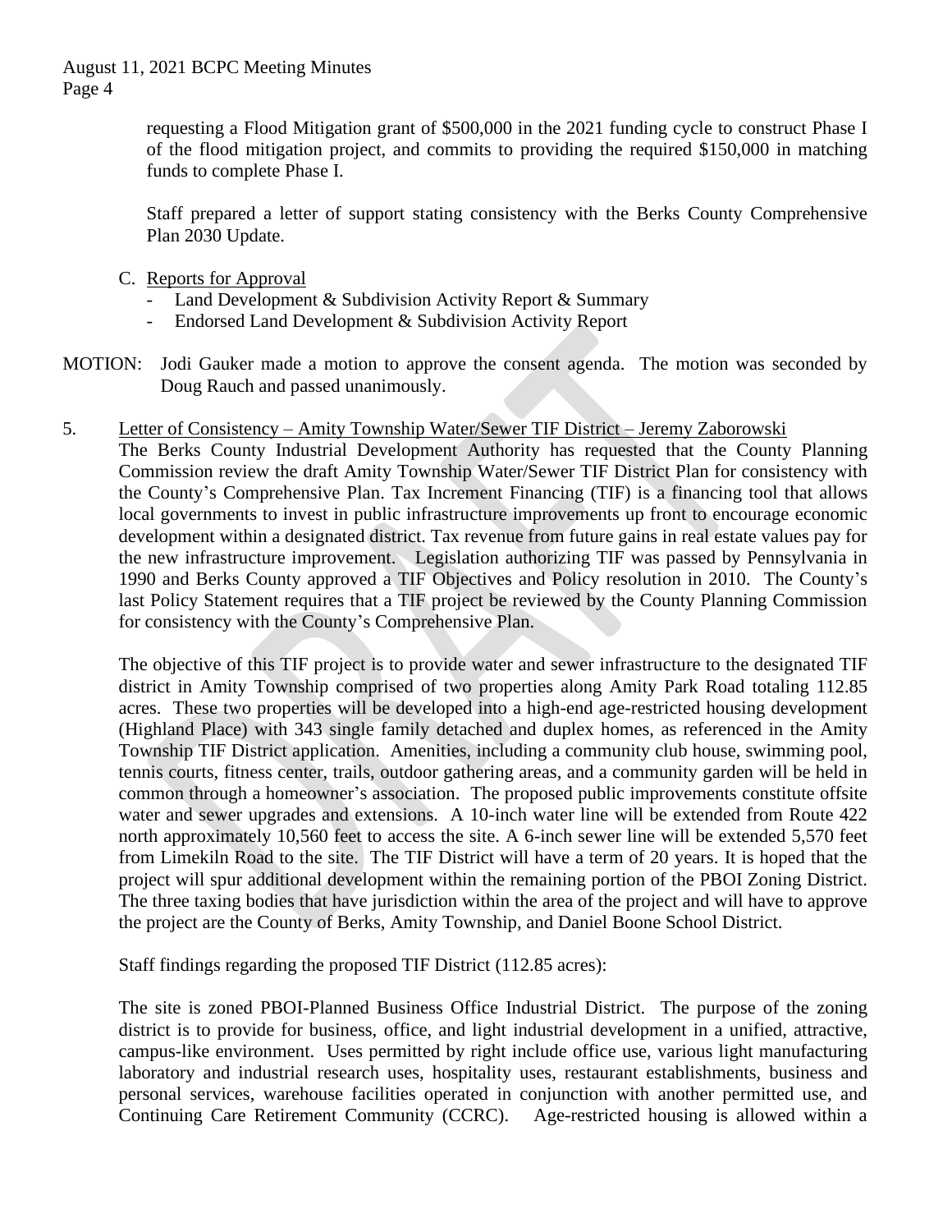requesting a Flood Mitigation grant of $500,000 in the 2021 funding cycle to construct Phase I of the flood mitigation project, and commits to providing the required $150,000 in matching funds to complete Phase I.

Staff prepared a letter of support stating consistency with the Berks County Comprehensive Plan 2030 Update.

C. Reports for Approval
   - Land Development & Subdivision Activity Report & Summary
   - Endorsed Land Development & Subdivision Activity Report

MOTION: Jodi Gauker made a motion to approve the consent agenda. The motion was seconded by Doug Rauch and passed unanimously.

5. Letter of Consistency – Amity Township Water/Sewer TIF District – Jeremy Zaborowski

The Berks County Industrial Development Authority has requested that the County Planning Commission review the draft Amity Township Water/Sewer TIF District Plan for consistency with the County's Comprehensive Plan. Tax Increment Financing (TIF) is a financing tool that allows local governments to invest in public infrastructure improvements up front to encourage economic development within a designated district. Tax revenue from future gains in real estate values pay for the new infrastructure improvement. Legislation authorizing TIF was passed by Pennsylvania in 1990 and Berks County approved a TIF Objectives and Policy resolution in 2010. The County's last Policy Statement requires that a TIF project be reviewed by the County Planning Commission for consistency with the County's Comprehensive Plan.

The objective of this TIF project is to provide water and sewer infrastructure to the designated TIF district in Amity Township comprised of two properties along Amity Park Road totaling 112.85 acres. These two properties will be developed into a high-end age-restricted housing development (Highland Place) with 343 single family detached and duplex homes, as referenced in the Amity Township TIF District application. Amenities, including a community club house, swimming pool, tennis courts, fitness center, trails, outdoor gathering areas, and a community garden will be held in common through a homeowner's association. The proposed public improvements constitute offsite water and sewer upgrades and extensions. A 10-inch water line will be extended from Route 422 north approximately 10,560 feet to access the site. A 6-inch sewer line will be extended 5,570 feet from Limekiln Road to the site. The TIF District will have a term of 20 years. It is hoped that the project will spur additional development within the remaining portion of the PBOI Zoning District. The three taxing bodies that have jurisdiction within the area of the project and will have to approve the project are the County of Berks, Amity Township, and Daniel Boone School District.

Staff findings regarding the proposed TIF District (112.85 acres):

The site is zoned PBOI-Planned Business Office Industrial District. The purpose of the zoning district is to provide for business, office, and light industrial development in a unified, attractive, campus-like environment. Uses permitted by right include office use, various light manufacturing laboratory and industrial research uses, hospitality uses, restaurant establishments, business and personal services, warehouse facilities operated in conjunction with another permitted use, and Continuing Care Retirement Community (CCRC). Age-restricted housing is allowed within a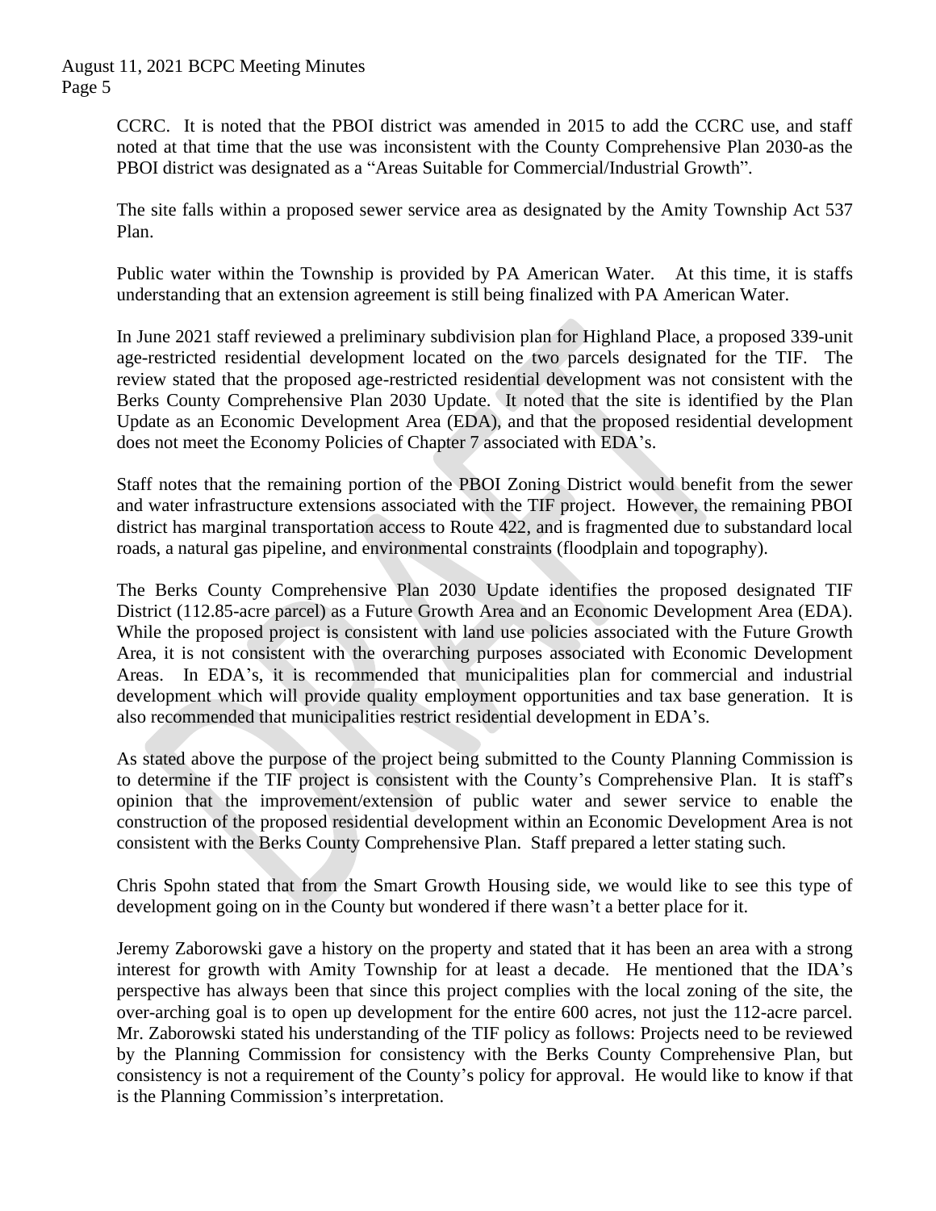CCRC. It is noted that the PBOI district was amended in 2015 to add the CCRC use, and staff noted at that time that the use was inconsistent with the County Comprehensive Plan 2030-as the PBOI district was designated as a "Areas Suitable for Commercial/Industrial Growth".

The site falls within a proposed sewer service area as designated by the Amity Township Act 537 Plan.

Public water within the Township is provided by PA American Water. At this time, it is staffs understanding that an extension agreement is still being finalized with PA American Water.

In June 2021 staff reviewed a preliminary subdivision plan for Highland Place, a proposed 339-unit age-restricted residential development located on the two parcels designated for the TIF. The review stated that the proposed age-restricted residential development was not consistent with the Berks County Comprehensive Plan 2030 Update. It noted that the site is identified by the Plan Update as an Economic Development Area (EDA), and that the proposed residential development does not meet the Economy Policies of Chapter 7 associated with EDA's.

Staff notes that the remaining portion of the PBOI Zoning District would benefit from the sewer and water infrastructure extensions associated with the TIF project. However, the remaining PBOI district has marginal transportation access to Route 422, and is fragmented due to substandard local roads, a natural gas pipeline, and environmental constraints (floodplain and topography).

The Berks County Comprehensive Plan 2030 Update identifies the proposed designated TIF District (112.85-acre parcel) as a Future Growth Area and an Economic Development Area (EDA). While the proposed project is consistent with land use policies associated with the Future Growth Area, it is not consistent with the overarching purposes associated with Economic Development Areas. In EDA's, it is recommended that municipalities plan for commercial and industrial development which will provide quality employment opportunities and tax base generation. It is also recommended that municipalities restrict residential development in EDA's.

As stated above the purpose of the project being submitted to the County Planning Commission is to determine if the TIF project is consistent with the County's Comprehensive Plan. It is staff's opinion that the improvement/extension of public water and sewer service to enable the construction of the proposed residential development within an Economic Development Area is not consistent with the Berks County Comprehensive Plan. Staff prepared a letter stating such.

Chris Spohn stated that from the Smart Growth Housing side, we would like to see this type of development going on in the County but wondered if there wasn't a better place for it.

Jeremy Zaborowski gave a history on the property and stated that it has been an area with a strong interest for growth with Amity Township for at least a decade. He mentioned that the IDA's perspective has always been that since this project complies with the local zoning of the site, the over-arching goal is to open up development for the entire 600 acres, not just the 112-acre parcel. Mr. Zaborowski stated his understanding of the TIF policy as follows: Projects need to be reviewed by the Planning Commission for consistency with the Berks County Comprehensive Plan, but consistency is not a requirement of the County's policy for approval. He would like to know if that is the Planning Commission's interpretation.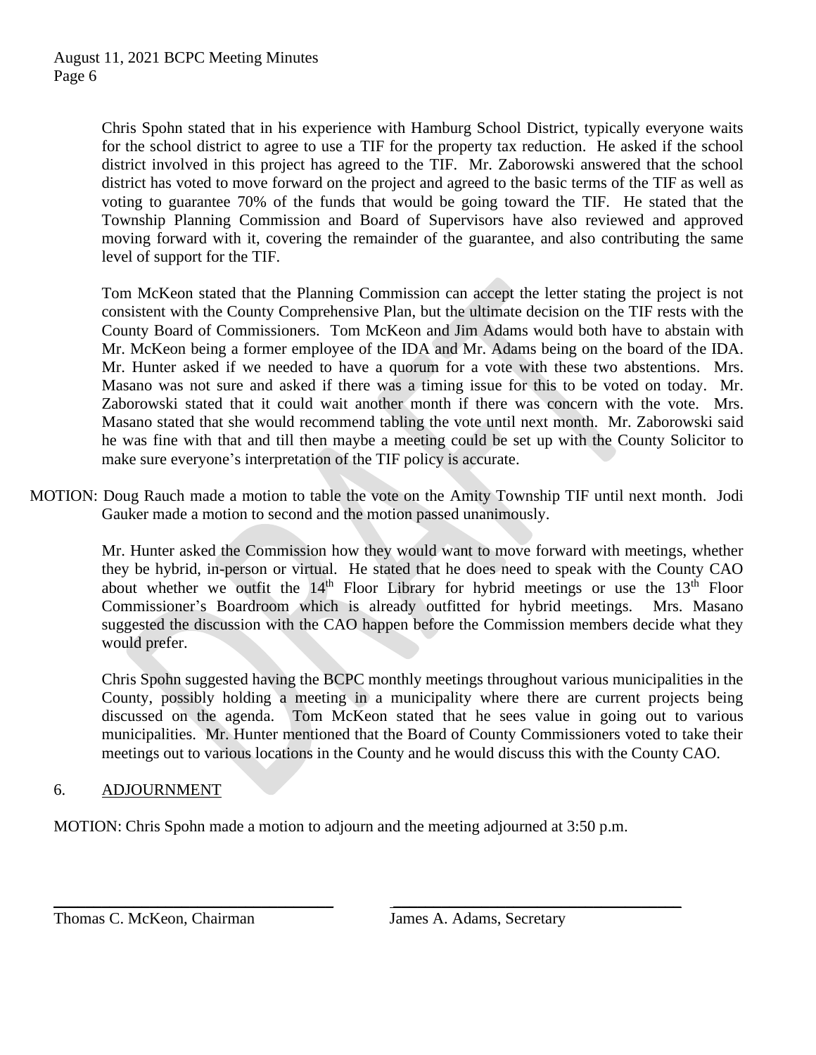Chris Spohn stated that in his experience with Hamburg School District, typically everyone waits for the school district to agree to use a TIF for the property tax reduction. He asked if the school district involved in this project has agreed to the TIF. Mr. Zaborowski answered that the school district has voted to move forward on the project and agreed to the basic terms of the TIF as well as voting to guarantee 70% of the funds that would be going toward the TIF. He stated that the Township Planning Commission and Board of Supervisors have also reviewed and approved moving forward with it, covering the remainder of the guarantee, and also contributing the same level of support for the TIF.

Tom McKeon stated that the Planning Commission can accept the letter stating the project is not consistent with the County Comprehensive Plan, but the ultimate decision on the TIF rests with the County Board of Commissioners. Tom McKeon and Jim Adams would both have to abstain with Mr. McKeon being a former employee of the IDA and Mr. Adams being on the board of the IDA. Mr. Hunter asked if we needed to have a quorum for a vote with these two abstentions. Mrs. Masano was not sure and asked if there was a timing issue for this to be voted on today. Mr. Zaborowski stated that it could wait another month if there was concern with the vote. Mrs. Masano stated that she would recommend tabling the vote until next month. Mr. Zaborowski said he was fine with that and till then maybe a meeting could be set up with the County Solicitor to make sure everyone's interpretation of the TIF policy is accurate.

MOTION: Doug Rauch made a motion to table the vote on the Amity Township TIF until next month. Jodi Gauker made a motion to second and the motion passed unanimously.

Mr. Hunter asked the Commission how they would want to move forward with meetings, whether they be hybrid, in-person or virtual. He stated that he does need to speak with the County CAO about whether we outfit the 14th Floor Library for hybrid meetings or use the 13th Floor Commissioner's Boardroom which is already outfitted for hybrid meetings. Mrs. Masano suggested the discussion with the CAO happen before the Commission members decide what they would prefer.

Chris Spohn suggested having the BCPC monthly meetings throughout various municipalities in the County, possibly holding a meeting in a municipality where there are current projects being discussed on the agenda. Tom McKeon stated that he sees value in going out to various municipalities. Mr. Hunter mentioned that the Board of County Commissioners voted to take their meetings out to various locations in the County and he would discuss this with the County CAO.

## 6. ADJOURNMENT

MOTION: Chris Spohn made a motion to adjourn and the meeting adjourned at 3:50 p.m.

\_\_\_\_\_\_\_\_\_\_\_\_\_\_\_\_\_\_\_\_\_\_\_\_\_\_\_\_\_\_\_\_\_\_\_\_
Thomas C. McKeon, Chairman

\_\_\_\_\_\_\_\_\_\_\_\_\_\_\_\_\_\_\_\_\_\_\_\_\_\_\_\_\_\_\_\_\_\_\_\_
James A. Adams, Secretary